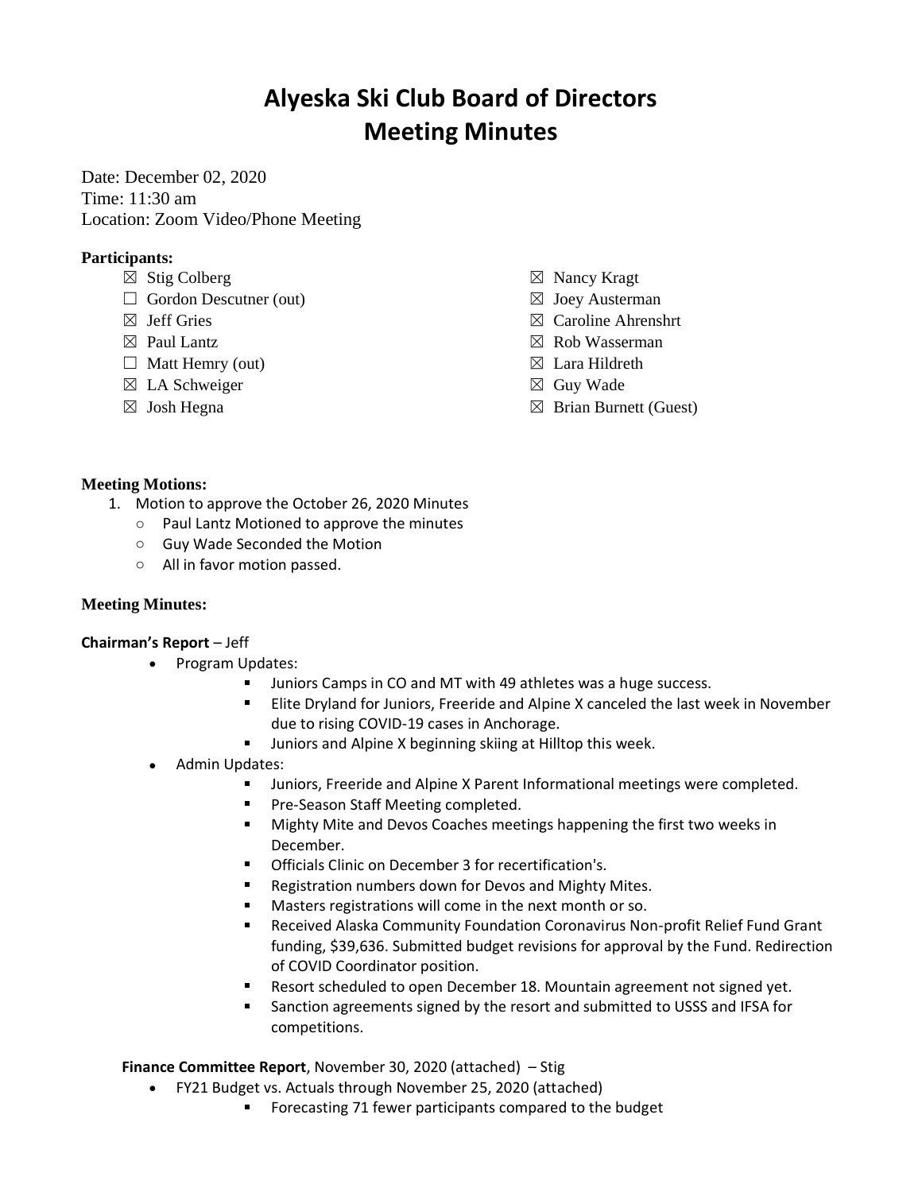# Alyeska Ski Club Board of Directors
# Meeting Minutes

Date: December 02, 2020
Time: 11:30 am
Location: Zoom Video/Phone Meeting

**Participants:**

- ☒ Stig Colberg
- ☐ Gordon Descutner (out)
- ☒ Jeff Gries
- ☒ Paul Lantz
- ☐ Matt Hemry (out)
- ☒ LA Schweiger
- ☒ Josh Hegna
- ☒ Nancy Kragt
- ☒ Joey Austerman
- ☒ Caroline Ahrenshrt
- ☒ Rob Wasserman
- ☒ Lara Hildreth
- ☒ Guy Wade
- ☒ Brian Burnett (Guest)

**Meeting Motions:**

1. Motion to approve the October 26, 2020 Minutes
   - Paul Lantz Motioned to approve the minutes
   - Guy Wade Seconded the Motion
   - All in favor motion passed.

**Meeting Minutes:**

**Chairman's Report** – Jeff

- Program Updates:
  - Juniors Camps in CO and MT with 49 athletes was a huge success.
  - Elite Dryland for Juniors, Freeride and Alpine X canceled the last week in November due to rising COVID-19 cases in Anchorage.
  - Juniors and Alpine X beginning skiing at Hilltop this week.
- Admin Updates:
  - Juniors, Freeride and Alpine X Parent Informational meetings were completed.
  - Pre-Season Staff Meeting completed.
  - Mighty Mite and Devos Coaches meetings happening the first two weeks in December.
  - Officials Clinic on December 3 for recertification's.
  - Registration numbers down for Devos and Mighty Mites.
  - Masters registrations will come in the next month or so.
  - Received Alaska Community Foundation Coronavirus Non-profit Relief Fund Grant funding, $39,636. Submitted budget revisions for approval by the Fund. Redirection of COVID Coordinator position.
  - Resort scheduled to open December 18. Mountain agreement not signed yet.
  - Sanction agreements signed by the resort and submitted to USSS and IFSA for competitions.

**Finance Committee Report**, November 30, 2020 (attached) – Stig

- FY21 Budget vs. Actuals through November 25, 2020 (attached)
  - Forecasting 71 fewer participants compared to the budget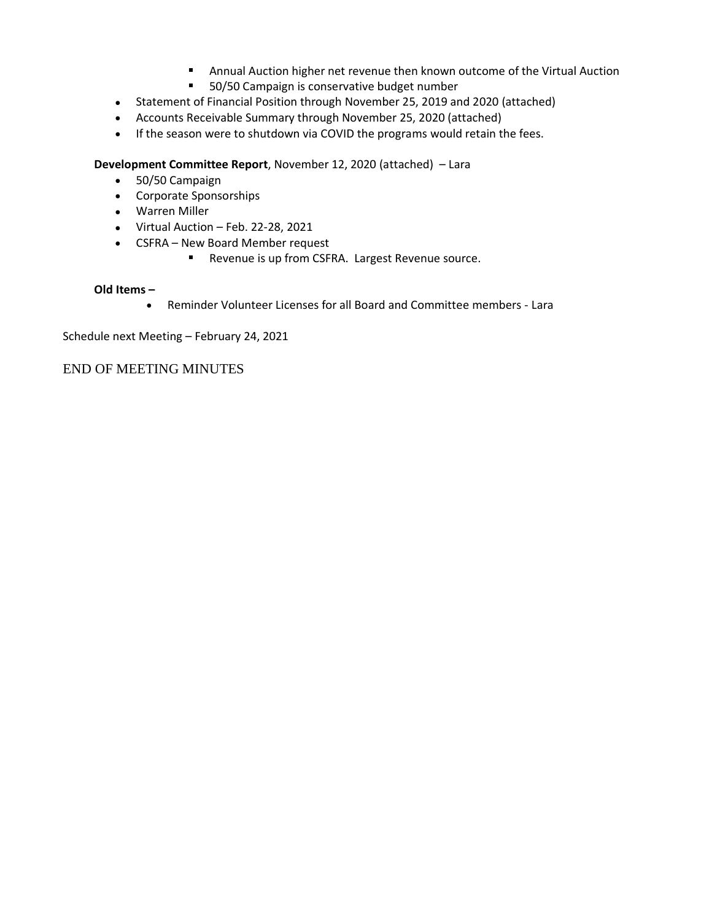- Annual Auction higher net revenue then known outcome of the Virtual Auction
    - 50/50 Campaign is conservative budget number
- Statement of Financial Position through November 25, 2019 and 2020 (attached)
- Accounts Receivable Summary through November 25, 2020 (attached)
- If the season were to shutdown via COVID the programs would retain the fees.

**Development Committee Report**, November 12, 2020 (attached) – Lara

- 50/50 Campaign
- Corporate Sponsorships
- Warren Miller
- Virtual Auction – Feb. 22-28, 2021
- CSFRA – New Board Member request
    - Revenue is up from CSFRA. Largest Revenue source.

**Old Items –**

- Reminder Volunteer Licenses for all Board and Committee members - Lara

Schedule next Meeting – February 24, 2021

END OF MEETING MINUTES